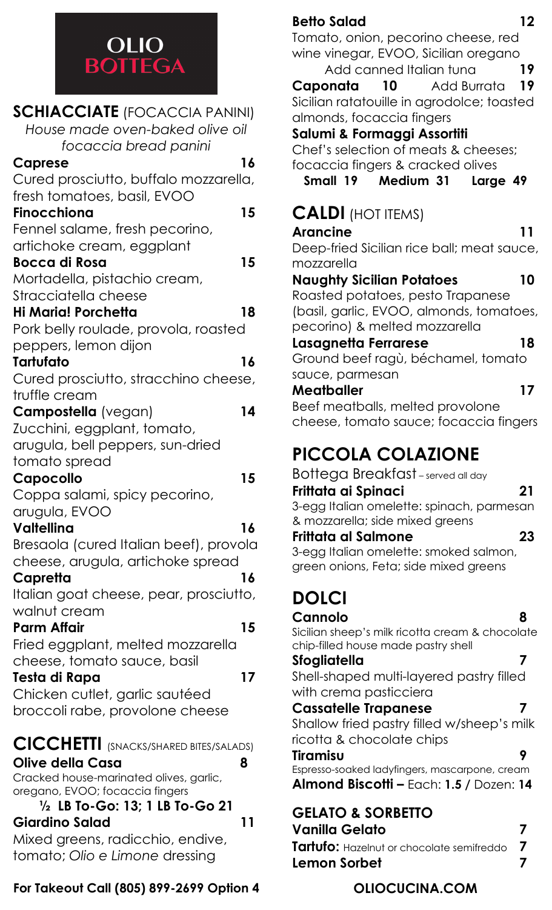# OLIO BOTTEGA

## SCHIACCIATE (FOCACCIA PANINI)

*House made oven-baked olive oil focaccia bread panini*

**Caprese** 16
Cured prosciutto, buffalo mozzarella, fresh tomatoes, basil, EVOO

**Finocchiona** 15
Fennel salame, fresh pecorino, artichoke cream, eggplant

**Bocca di Rosa** 15
Mortadella, pistachio cream, Stracciatella cheese

**Hi Maria! Porchetta** 18
Pork belly roulade, provola, roasted peppers, lemon dijon

**Tartufato** 16
Cured prosciutto, stracchino cheese, truffle cream

**Campostella** (vegan) 14
Zucchini, eggplant, tomato, arugula, bell peppers, sun-dried tomato spread

**Capocollo** 15
Coppa salami, spicy pecorino, arugula, EVOO

**Valtellina** 16
Bresaola (cured Italian beef), provola cheese, arugula, artichoke spread

**Capretta** 16
Italian goat cheese, pear, prosciutto, walnut cream

**Parm Affair** 15
Fried eggplant, melted mozzarella cheese, tomato sauce, basil

**Testa di Rapa** 17
Chicken cutlet, garlic sautéed broccoli rabe, provolone cheese

## CICCHETTI (SNACKS/SHARED BITES/SALADS)

**Olive della Casa** 8
Cracked house-marinated olives, garlic, oregano, EVOO; focaccia fingers
**½ LB To-Go: 13; 1 LB To-Go 21**

**Giardino Salad** 11
Mixed greens, radicchio, endive, tomato; *Olio e Limone* dressing

**Betto Salad** 12
Tomato, onion, pecorino cheese, red wine vinegar, EVOO, Sicilian oregano
Add canned Italian tuna 19

**Caponata** 10 Add Burrata 19
Sicilian ratatouille in agrodolce; toasted almonds, focaccia fingers

**Salumi & Formaggi Assortiti**
Chef's selection of meats & cheeses; focaccia fingers & cracked olives
**Small 19 Medium 31 Large 49**

## CALDI (HOT ITEMS)

**Arancine** 11
Deep-fried Sicilian rice ball; meat sauce, mozzarella

**Naughty Sicilian Potatoes** 10
Roasted potatoes, pesto Trapanese (basil, garlic, EVOO, almonds, tomatoes, pecorino) & melted mozzarella

**Lasagnetta Ferrarese** 18
Ground beef ragù, béchamel, tomato sauce, parmesan

**Meatballer** 17
Beef meatballs, melted provolone cheese, tomato sauce; focaccia fingers

## PICCOLA COLAZIONE

Bottega Breakfast – served all day

**Frittata ai Spinaci** 21
3-egg Italian omelette: spinach, parmesan & mozzarella; side mixed greens

**Frittata al Salmone** 23
3-egg Italian omelette: smoked salmon, green onions, Feta; side mixed greens

## DOLCI

**Cannolo** 8
Sicilian sheep's milk ricotta cream & chocolate chip-filled house made pastry shell

**Sfogliatella** 7
Shell-shaped multi-layered pastry filled with crema pasticciera

**Cassatelle Trapanese** 7
Shallow fried pastry filled w/sheep's milk ricotta & chocolate chips

**Tiramisu** 9
Espresso-soaked ladyfingers, mascarpone, cream

**Almond Biscotti –** Each: **1.5 /** Dozen: **14**

## GELATO & SORBETTO

**Vanilla Gelato** 7

**Tartufo:** Hazelnut or chocolate semifreddo 7

**Lemon Sorbet** 7

**For Takeout Call (805) 899-2699 Option 4**

**OLIOCUCINA.COM**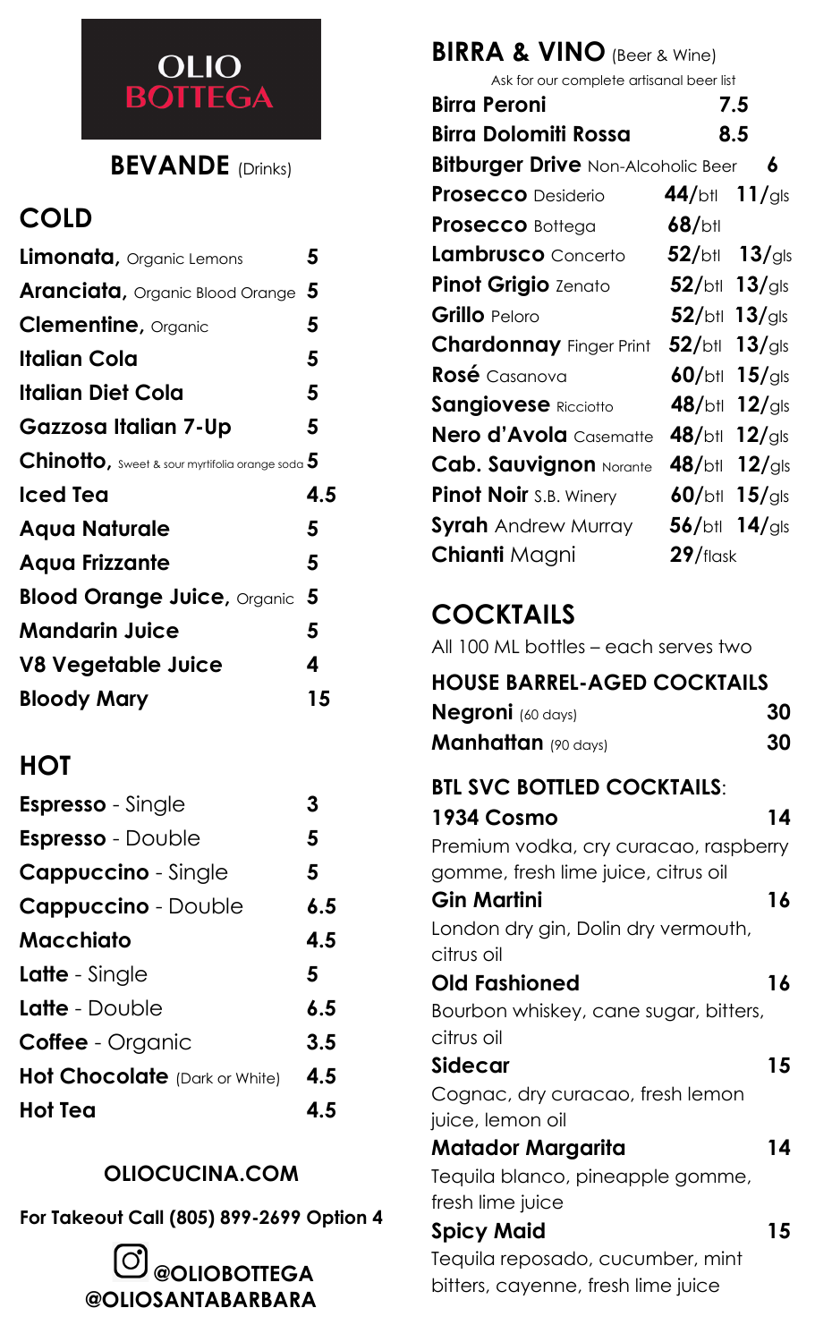# OLIO BOTTEGA

## BEVANDE (Drinks)

### COLD

| | |
|---|---|
| **Limonata,** Organic Lemons | 5 |
| **Aranciata,** Organic Blood Orange | 5 |
| **Clementine,** Organic | 5 |
| **Italian Cola** | 5 |
| **Italian Diet Cola** | 5 |
| **Gazzosa Italian 7-Up** | 5 |
| **Chinotto,** Sweet & sour myrtifolia orange soda | 5 |
| **Iced Tea** | 4.5 |
| **Aqua Naturale** | 5 |
| **Aqua Frizzante** | 5 |
| **Blood Orange Juice,** Organic | 5 |
| **Mandarin Juice** | 5 |
| **V8 Vegetable Juice** | 4 |
| **Bloody Mary** | 15 |

### HOT

| | |
|---|---|
| **Espresso** - Single | 3 |
| **Espresso** - Double | 5 |
| **Cappuccino** - Single | 5 |
| **Cappuccino** - Double | 6.5 |
| **Macchiato** | 4.5 |
| **Latte** - Single | 5 |
| **Latte** - Double | 6.5 |
| **Coffee** - Organic | 3.5 |
| **Hot Chocolate** (Dark or White) | 4.5 |
| **Hot Tea** | 4.5 |

**OLIOCUCINA.COM**

**For Takeout Call (805) 899-2699 Option 4**

**@OLIOBOTTEGA**
**@OLIOSANTABARBARA**

## BIRRA & VINO (Beer & Wine)

Ask for our complete artisanal beer list

| | | |
|---|---|---|
| **Birra Peroni** | 7.5 | |
| **Birra Dolomiti Rossa** | 8.5 | |
| **Bitburger Drive** Non-Alcoholic Beer | 6 | |
| **Prosecco** Desiderio | **44**/btl | **11**/gls |
| **Prosecco** Bottega | **68**/btl | |
| **Lambrusco** Concerto | **52**/btl | **13**/gls |
| **Pinot Grigio** Zenato | **52**/btl | **13**/gls |
| **Grillo** Peloro | **52**/btl | **13**/gls |
| **Chardonnay** Finger Print | **52**/btl | **13**/gls |
| **Rosé** Casanova | **60**/btl | **15**/gls |
| **Sangiovese** Ricciotto | **48**/btl | **12**/gls |
| **Nero d'Avola** Casematte | **48**/btl | **12**/gls |
| **Cab. Sauvignon** Norante | **48**/btl | **12**/gls |
| **Pinot Noir** S.B. Winery | **60**/btl | **15**/gls |
| **Syrah** Andrew Murray | **56**/btl | **14**/gls |
| **Chianti** Magni | **29**/flask | |

## COCKTAILS

All 100 ML bottles – each serves two

### HOUSE BARREL-AGED COCKTAILS

| | |
|---|---|
| **Negroni** (60 days) | 30 |
| **Manhattan** (90 days) | 30 |

### BTL SVC BOTTLED COCKTAILS:

**1934 Cosmo** — 14
Premium vodka, cry curacao, raspberry gomme, fresh lime juice, citrus oil

**Gin Martini** — 16
London dry gin, Dolin dry vermouth, citrus oil

**Old Fashioned** — 16
Bourbon whiskey, cane sugar, bitters, citrus oil

**Sidecar** — 15
Cognac, dry curacao, fresh lemon juice, lemon oil

**Matador Margarita** — 14
Tequila blanco, pineapple gomme, fresh lime juice

**Spicy Maid** — 15
Tequila reposado, cucumber, mint bitters, cayenne, fresh lime juice